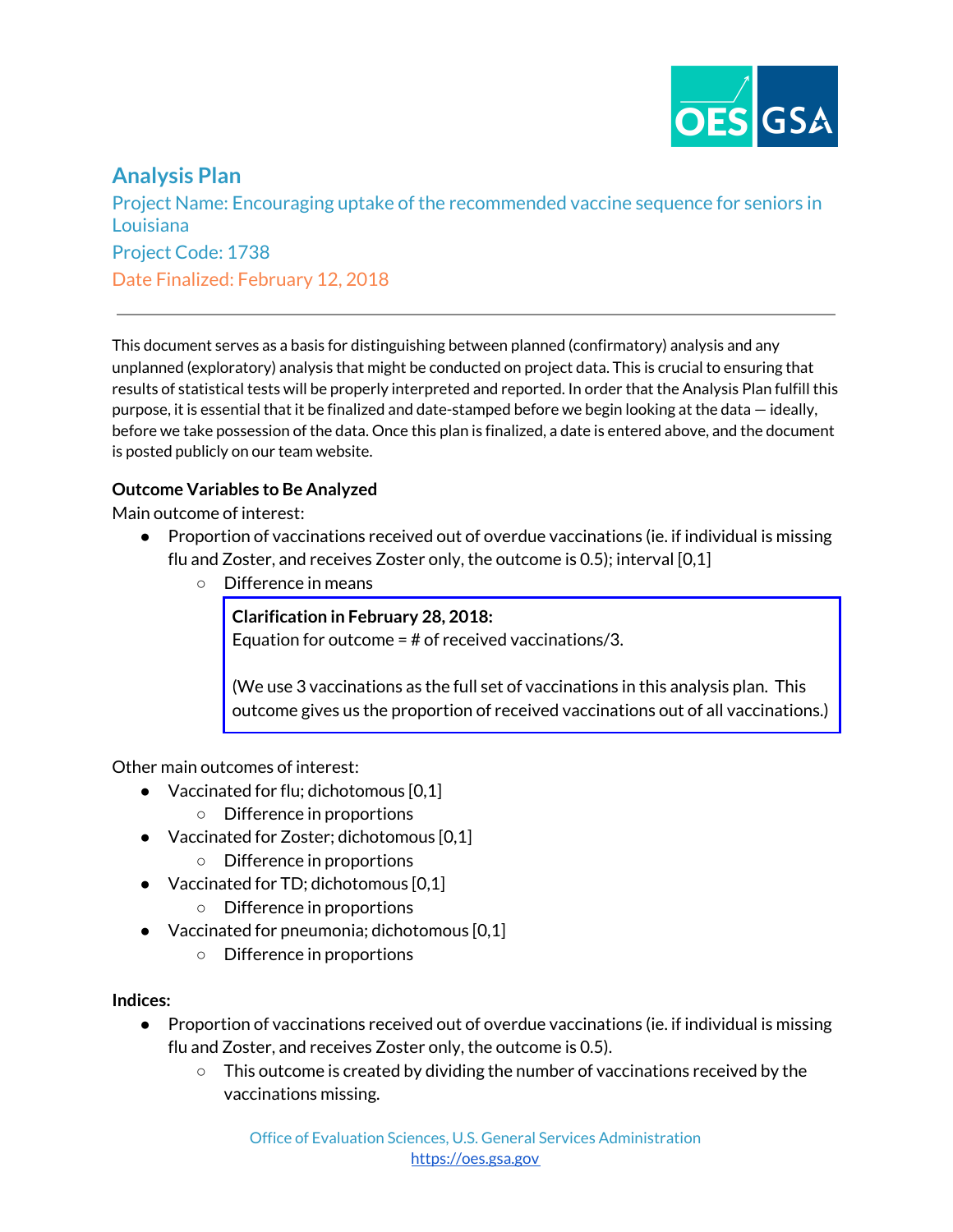## Analysis Plan

Project Name: Encouraging uptake of the recommended vaccine sequence for seniors in Louisiana

Project Code: 1738

Date Finalized: February 12, 2018

---

This document serves as a basis for distinguishing between planned (confirmatory) analysis and any unplanned (exploratory) analysis that might be conducted on project data. This is crucial to ensuring that results of statistical tests will be properly interpreted and reported. In order that the Analysis Plan fulfill this purpose, it is essential that it be finalized and date-stamped before we begin looking at the data — ideally, before we take possession of the data. Once this plan is finalized, a date is entered above, and the document is posted publicly on our team website.

**Outcome Variables to Be Analyzed**

Main outcome of interest:

- Proportion of vaccinations received out of overdue vaccinations (ie. if individual is missing flu and Zoster, and receives Zoster only, the outcome is 0.5); interval [0,1]
  - Difference in means

    > **Clarification in February 28, 2018:**
    > Equation for outcome = # of received vaccinations/3.
    >
    > (We use 3 vaccinations as the full set of vaccinations in this analysis plan. This outcome gives us the proportion of received vaccinations out of all vaccinations.)

Other main outcomes of interest:

- Vaccinated for flu; dichotomous [0,1]
  - Difference in proportions
- Vaccinated for Zoster; dichotomous [0,1]
  - Difference in proportions
- Vaccinated for TD; dichotomous [0,1]
  - Difference in proportions
- Vaccinated for pneumonia; dichotomous [0,1]
  - Difference in proportions

**Indices:**

- Proportion of vaccinations received out of overdue vaccinations (ie. if individual is missing flu and Zoster, and receives Zoster only, the outcome is 0.5).
  - This outcome is created by dividing the number of vaccinations received by the vaccinations missing.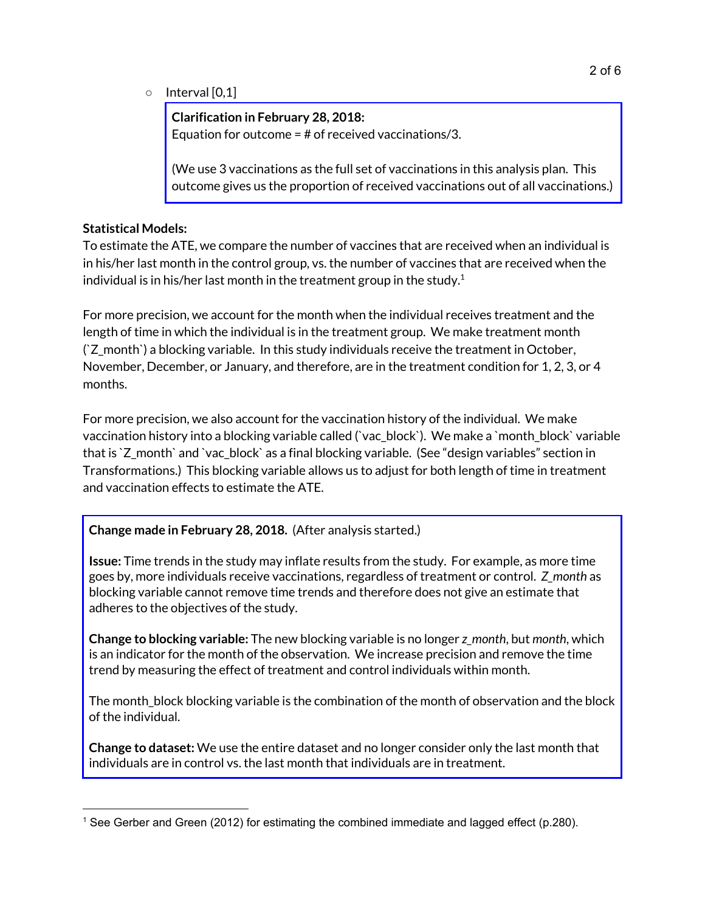- Interval [0,1]

> **Clarification in February 28, 2018:**
> Equation for outcome = # of received vaccinations/3.
>
> (We use 3 vaccinations as the full set of vaccinations in this analysis plan. This outcome gives us the proportion of received vaccinations out of all vaccinations.)

**Statistical Models:**
To estimate the ATE, we compare the number of vaccines that are received when an individual is in his/her last month in the control group, vs. the number of vaccines that are received when the individual is in his/her last month in the treatment group in the study.[1]

For more precision, we account for the month when the individual receives treatment and the length of time in which the individual is in the treatment group. We make treatment month (`Z_month`) a blocking variable. In this study individuals receive the treatment in October, November, December, or January, and therefore, are in the treatment condition for 1, 2, 3, or 4 months.

For more precision, we also account for the vaccination history of the individual. We make vaccination history into a blocking variable called (`vac_block`). We make a `month_block` variable that is `Z_month` and `vac_block` as a final blocking variable. (See "design variables" section in Transformations.) This blocking variable allows us to adjust for both length of time in treatment and vaccination effects to estimate the ATE.

> **Change made in February 28, 2018.** (After analysis started.)
>
> **Issue:** Time trends in the study may inflate results from the study. For example, as more time goes by, more individuals receive vaccinations, regardless of treatment or control. *Z_month* as blocking variable cannot remove time trends and therefore does not give an estimate that adheres to the objectives of the study.
>
> **Change to blocking variable:** The new blocking variable is no longer *z_month*, but *month*, which is an indicator for the month of the observation. We increase precision and remove the time trend by measuring the effect of treatment and control individuals within month.
>
> The month_block blocking variable is the combination of the month of observation and the block of the individual.
>
> **Change to dataset:** We use the entire dataset and no longer consider only the last month that individuals are in control vs. the last month that individuals are in treatment.

[1] See Gerber and Green (2012) for estimating the combined immediate and lagged effect (p.280).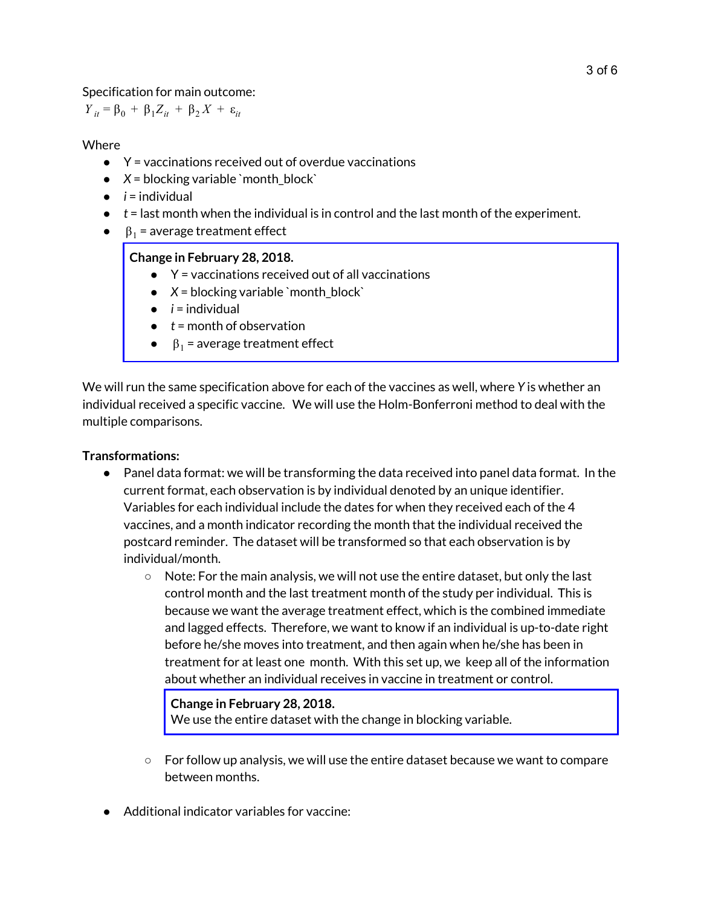Specification for main outcome:

$$Y_{it} = \beta_0 + \beta_1 Z_{it} + \beta_2 X + \varepsilon_{it}$$

Where

- Y = vaccinations received out of overdue vaccinations
- $X$ = blocking variable `month_block`
- $i$ = individual
- $t$ = last month when the individual is in control and the last month of the experiment.
- $\beta_1$ = average treatment effect

> **Change in February 28, 2018.**
> - Y = vaccinations received out of all vaccinations
> - $X$ = blocking variable `month_block`
> - $i$ = individual
> - $t$ = month of observation
> - $\beta_1$ = average treatment effect

We will run the same specification above for each of the vaccines as well, where $Y$ is whether an individual received a specific vaccine. We will use the Holm-Bonferroni method to deal with the multiple comparisons.

**Transformations:**

- Panel data format: we will be transforming the data received into panel data format. In the current format, each observation is by individual denoted by an unique identifier. Variables for each individual include the dates for when they received each of the 4 vaccines, and a month indicator recording the month that the individual received the postcard reminder. The dataset will be transformed so that each observation is by individual/month.
  - Note: For the main analysis, we will not use the entire dataset, but only the last control month and the last treatment month of the study per individual. This is because we want the average treatment effect, which is the combined immediate and lagged effects. Therefore, we want to know if an individual is up-to-date right before he/she moves into treatment, and then again when he/she has been in treatment for at least one month. With this set up, we keep all of the information about whether an individual receives in vaccine in treatment or control.

    > **Change in February 28, 2018.**
    > We use the entire dataset with the change in blocking variable.

  - For follow up analysis, we will use the entire dataset because we want to compare between months.
- Additional indicator variables for vaccine: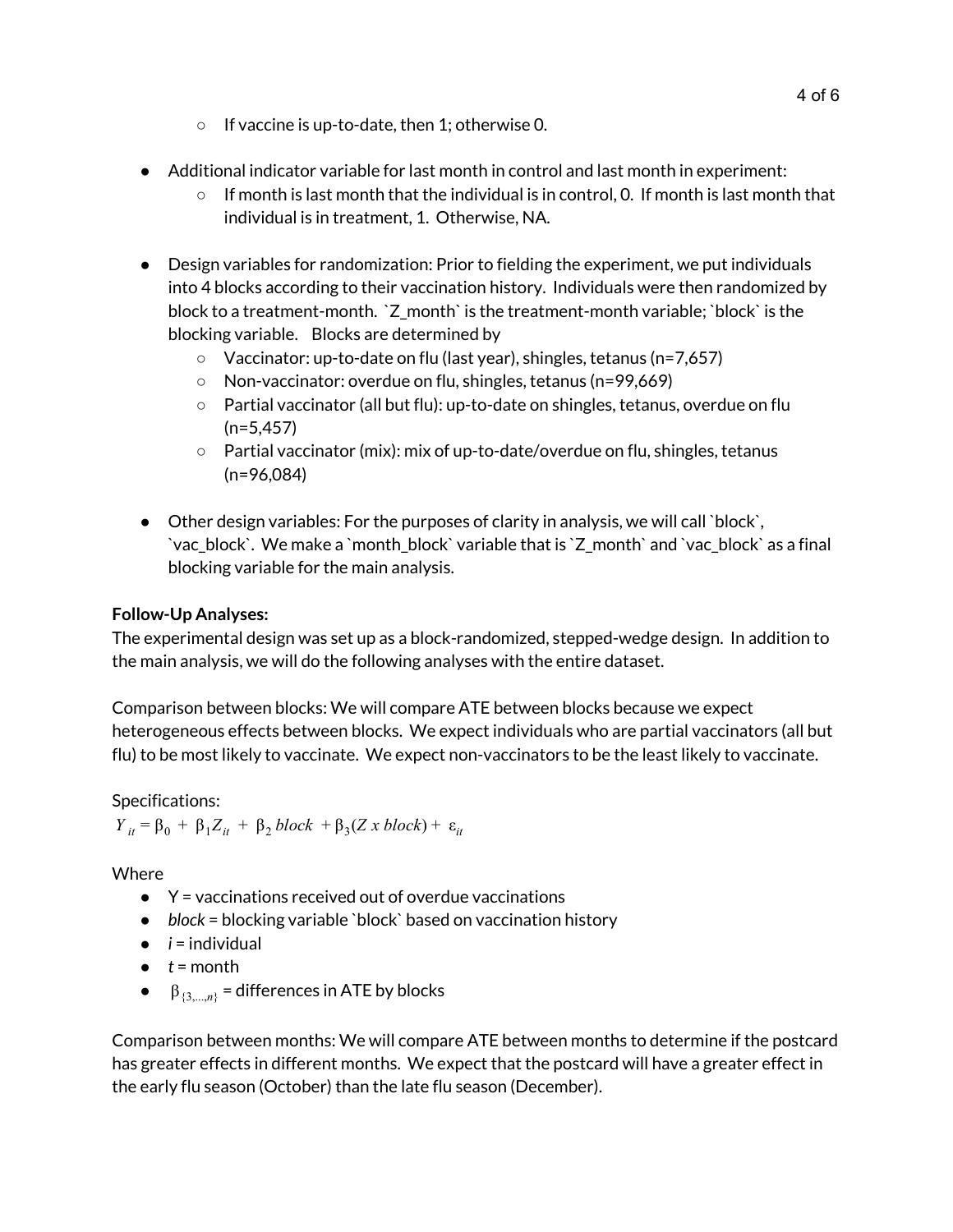- If vaccine is up-to-date, then 1; otherwise 0.

- Additional indicator variable for last month in control and last month in experiment:
  - If month is last month that the individual is in control, 0. If month is last month that individual is in treatment, 1. Otherwise, NA.

- Design variables for randomization: Prior to fielding the experiment, we put individuals into 4 blocks according to their vaccination history. Individuals were then randomized by block to a treatment-month. `Z_month` is the treatment-month variable; `block` is the blocking variable. Blocks are determined by
  - Vaccinator: up-to-date on flu (last year), shingles, tetanus (n=7,657)
  - Non-vaccinator: overdue on flu, shingles, tetanus (n=99,669)
  - Partial vaccinator (all but flu): up-to-date on shingles, tetanus, overdue on flu (n=5,457)
  - Partial vaccinator (mix): mix of up-to-date/overdue on flu, shingles, tetanus (n=96,084)

- Other design variables: For the purposes of clarity in analysis, we will call `block`, `vac_block`. We make a `month_block` variable that is `Z_month` and `vac_block` as a final blocking variable for the main analysis.

**Follow-Up Analyses:**

The experimental design was set up as a block-randomized, stepped-wedge design. In addition to the main analysis, we will do the following analyses with the entire dataset.

Comparison between blocks: We will compare ATE between blocks because we expect heterogeneous effects between blocks. We expect individuals who are partial vaccinators (all but flu) to be most likely to vaccinate. We expect non-vaccinators to be the least likely to vaccinate.

Specifications:

$$Y_{it} = \beta_0 + \beta_1 Z_{it} + \beta_2\, block + \beta_3 (Z \times block) + \varepsilon_{it}$$

Where

- Y = vaccinations received out of overdue vaccinations
- *block* = blocking variable `block` based on vaccination history
- *i* = individual
- *t* = month
- $\beta_{\{3,\ldots,n\}}$ = differences in ATE by blocks

Comparison between months: We will compare ATE between months to determine if the postcard has greater effects in different months. We expect that the postcard will have a greater effect in the early flu season (October) than the late flu season (December).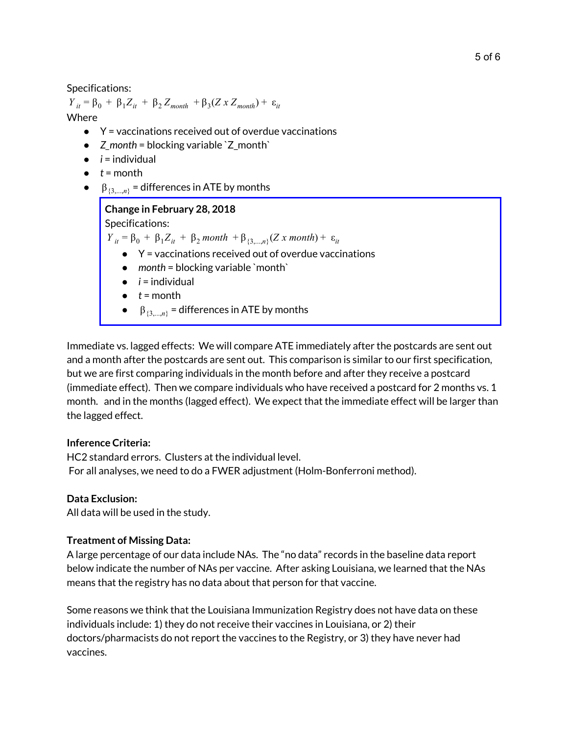Specifications:

$$Y_{it} = \beta_0 + \beta_1 Z_{it} + \beta_2 Z_{month} + \beta_3 (Z \; x \; Z_{month}) + \varepsilon_{it}$$

Where

- Y = vaccinations received out of overdue vaccinations
- *Z_month* = blocking variable `Z_month`
- *i* = individual
- *t* = month
- $\beta_{\{3,\ldots,n\}}$ = differences in ATE by months

> **Change in February 28, 2018**
>
> Specifications:
>
> $$Y_{it} = \beta_0 + \beta_1 Z_{it} + \beta_2 \, month + \beta_{\{3,\ldots,n\}} (Z \; x \; month) + \varepsilon_{it}$$
>
> - Y = vaccinations received out of overdue vaccinations
> - *month* = blocking variable `month`
> - *i* = individual
> - *t* = month
> - $\beta_{\{3,\ldots,n\}}$ = differences in ATE by months

Immediate vs. lagged effects: We will compare ATE immediately after the postcards are sent out and a month after the postcards are sent out. This comparison is similar to our first specification, but we are first comparing individuals in the month before and after they receive a postcard (immediate effect). Then we compare individuals who have received a postcard for 2 months vs. 1 month. and in the months (lagged effect). We expect that the immediate effect will be larger than the lagged effect.

**Inference Criteria:**

HC2 standard errors. Clusters at the individual level.

For all analyses, we need to do a FWER adjustment (Holm-Bonferroni method).

**Data Exclusion:**

All data will be used in the study.

**Treatment of Missing Data:**

A large percentage of our data include NAs. The "no data" records in the baseline data report below indicate the number of NAs per vaccine. After asking Louisiana, we learned that the NAs means that the registry has no data about that person for that vaccine.

Some reasons we think that the Louisiana Immunization Registry does not have data on these individuals include: 1) they do not receive their vaccines in Louisiana, or 2) their doctors/pharmacists do not report the vaccines to the Registry, or 3) they have never had vaccines.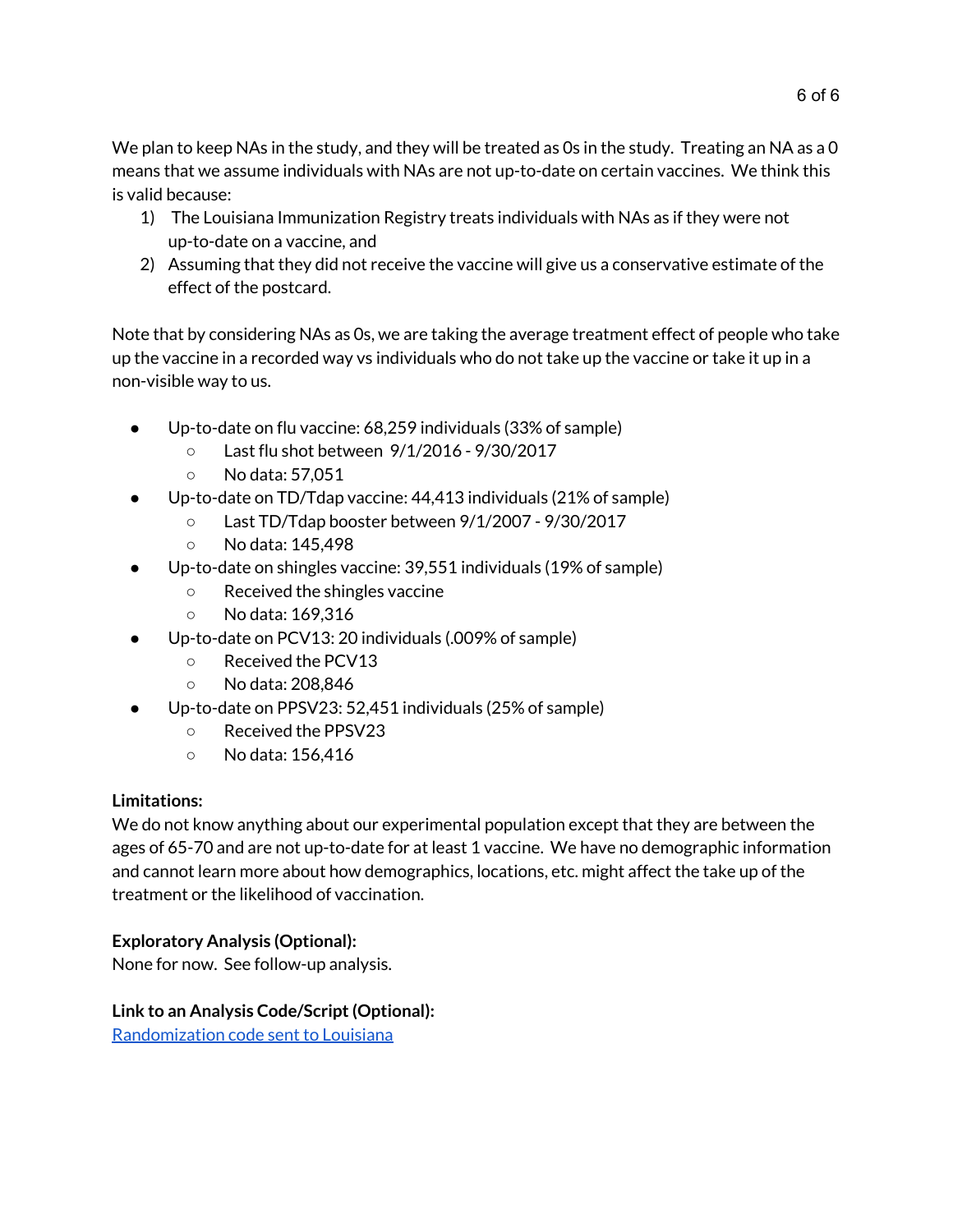We plan to keep NAs in the study, and they will be treated as 0s in the study. Treating an NA as a 0 means that we assume individuals with NAs are not up-to-date on certain vaccines. We think this is valid because:

1) The Louisiana Immunization Registry treats individuals with NAs as if they were not up-to-date on a vaccine, and
2) Assuming that they did not receive the vaccine will give us a conservative estimate of the effect of the postcard.

Note that by considering NAs as 0s, we are taking the average treatment effect of people who take up the vaccine in a recorded way vs individuals who do not take up the vaccine or take it up in a non-visible way to us.

- Up-to-date on flu vaccine: 68,259 individuals (33% of sample)
  - Last flu shot between 9/1/2016 - 9/30/2017
  - No data: 57,051
- Up-to-date on TD/Tdap vaccine: 44,413 individuals (21% of sample)
  - Last TD/Tdap booster between 9/1/2007 - 9/30/2017
  - No data: 145,498
- Up-to-date on shingles vaccine: 39,551 individuals (19% of sample)
  - Received the shingles vaccine
  - No data: 169,316
- Up-to-date on PCV13: 20 individuals (.009% of sample)
  - Received the PCV13
  - No data: 208,846
- Up-to-date on PPSV23: 52,451 individuals (25% of sample)
  - Received the PPSV23
  - No data: 156,416

**Limitations:**
We do not know anything about our experimental population except that they are between the ages of 65-70 and are not up-to-date for at least 1 vaccine. We have no demographic information and cannot learn more about how demographics, locations, etc. might affect the take up of the treatment or the likelihood of vaccination.

**Exploratory Analysis (Optional):**
None for now. See follow-up analysis.

**Link to an Analysis Code/Script (Optional):**
Randomization code sent to Louisiana